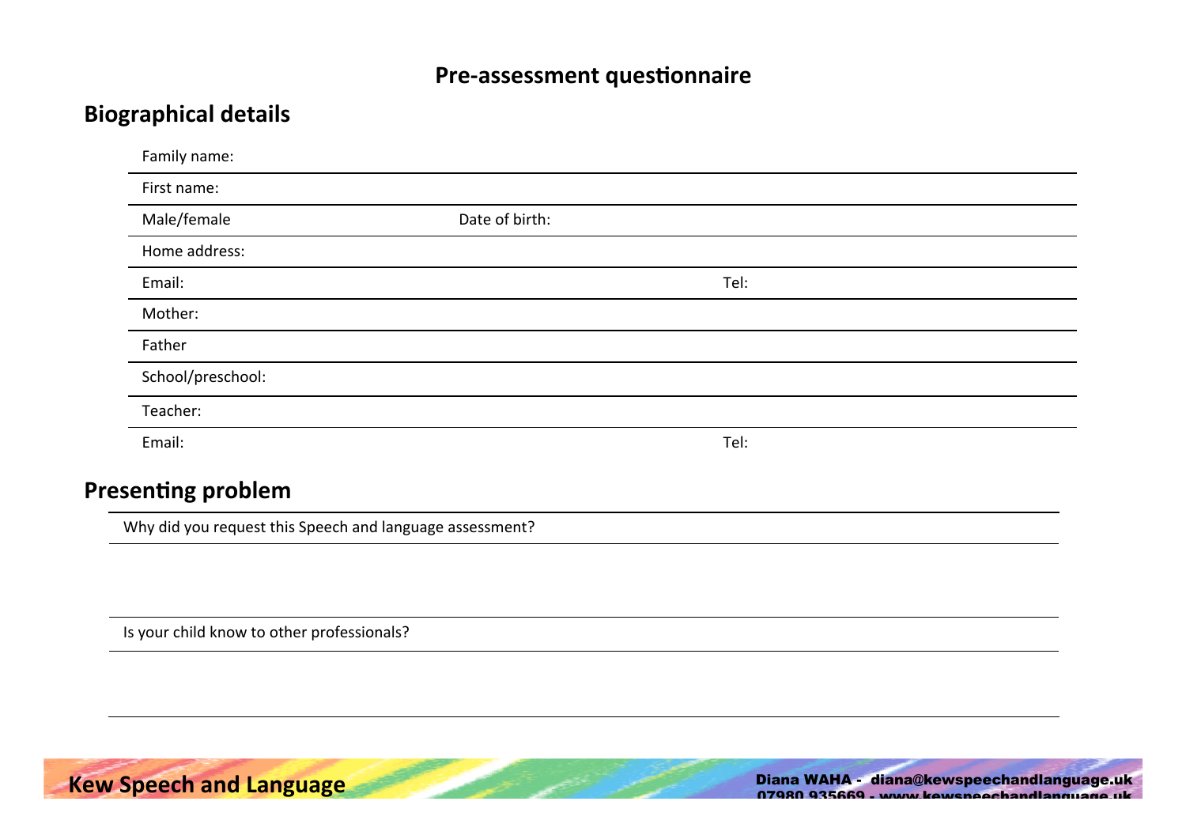# Pre-assessment questionnaire

## Biographical details

| | | |
|---|---|---|
| Family name: | | |
| First name: | | |
| Male/female | Date of birth: | |
| Home address: | | |
| Email: | | Tel: |
| Mother: | | |
| Father | | |
| School/preschool: | | |
| Teacher: | | |
| Email: | | Tel: |

## Presenting problem

Why did you request this Speech and language assessment?

Is your child know to other professionals?

**Kew Speech and Language**

**Diana WAHA - diana@kewspeechandlanguage.uk**
**07980 935669 - www.kewspeechandlanguage.uk**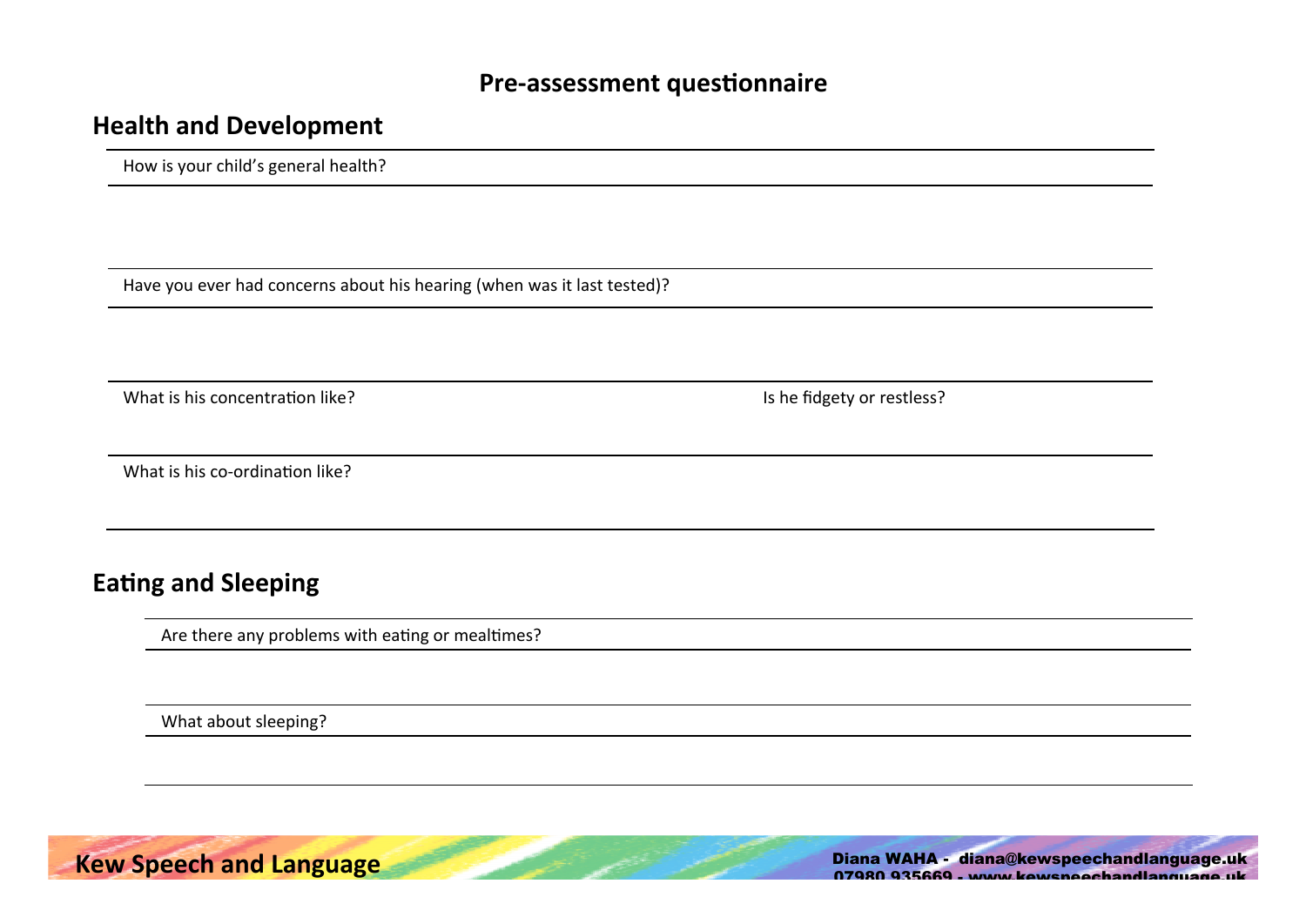# Pre-assessment questionnaire

## Health and Development

How is your child's general health?

Have you ever had concerns about his hearing (when was it last tested)?

What is his concentration like?

Is he fidgety or restless?

What is his co-ordination like?

## Eating and Sleeping

Are there any problems with eating or mealtimes?

What about sleeping?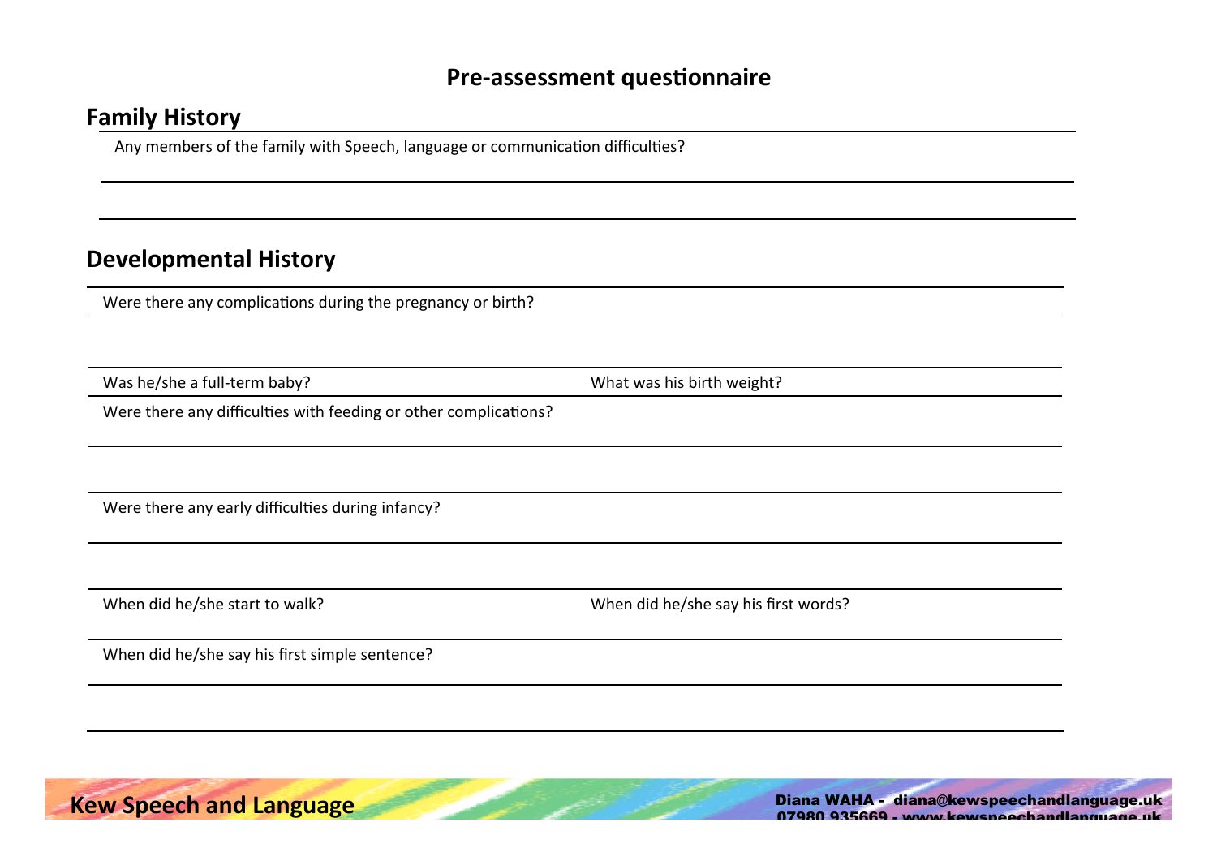## Pre-assessment questionnaire

### Family History

Any members of the family with Speech, language or communication difficulties?

### Developmental History

Were there any complications during the pregnancy or birth?

Was he/she a full-term baby?

What was his birth weight?

Were there any difficulties with feeding or other complications?

Were there any early difficulties during infancy?

When did he/she start to walk?

When did he/she say his first words?

When did he/she say his first simple sentence?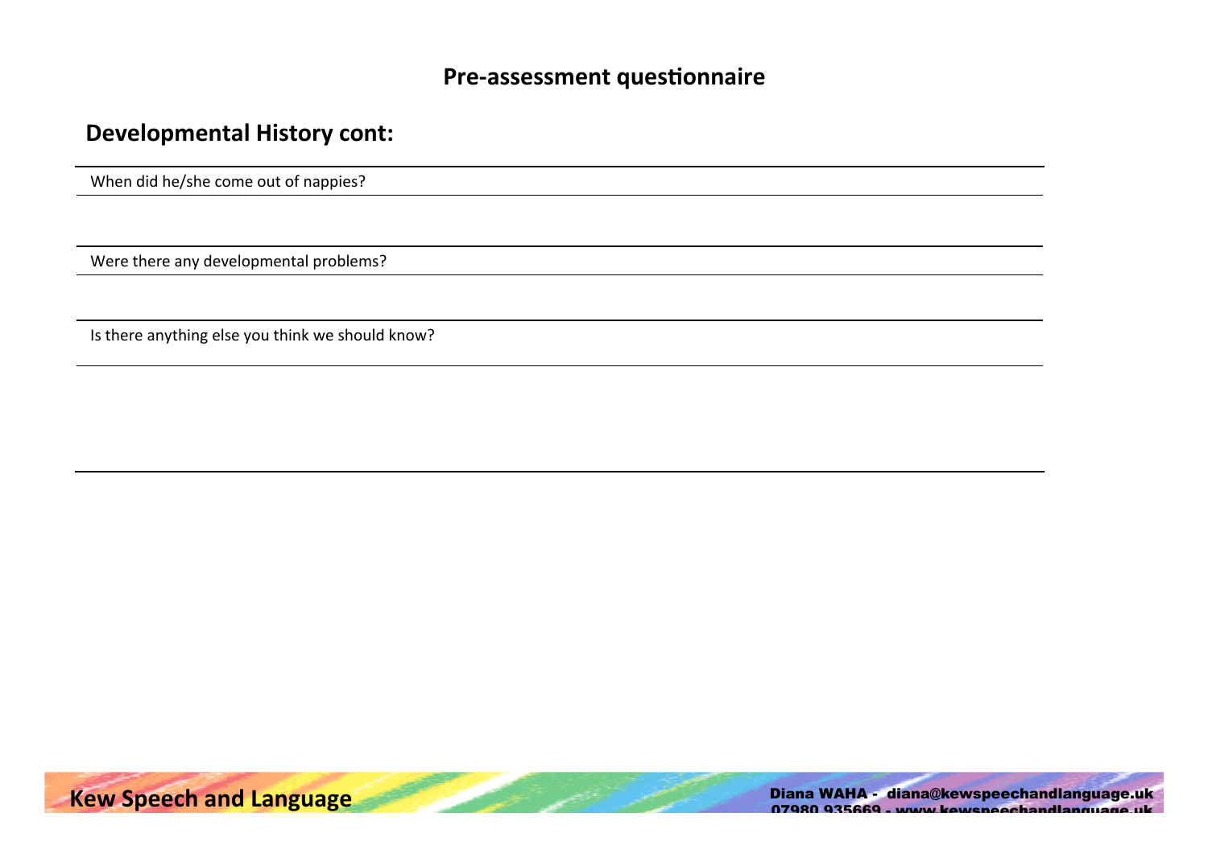## Pre-assessment questionnaire

### Developmental History cont:

When did he/she come out of nappies?

Were there any developmental problems?

Is there anything else you think we should know?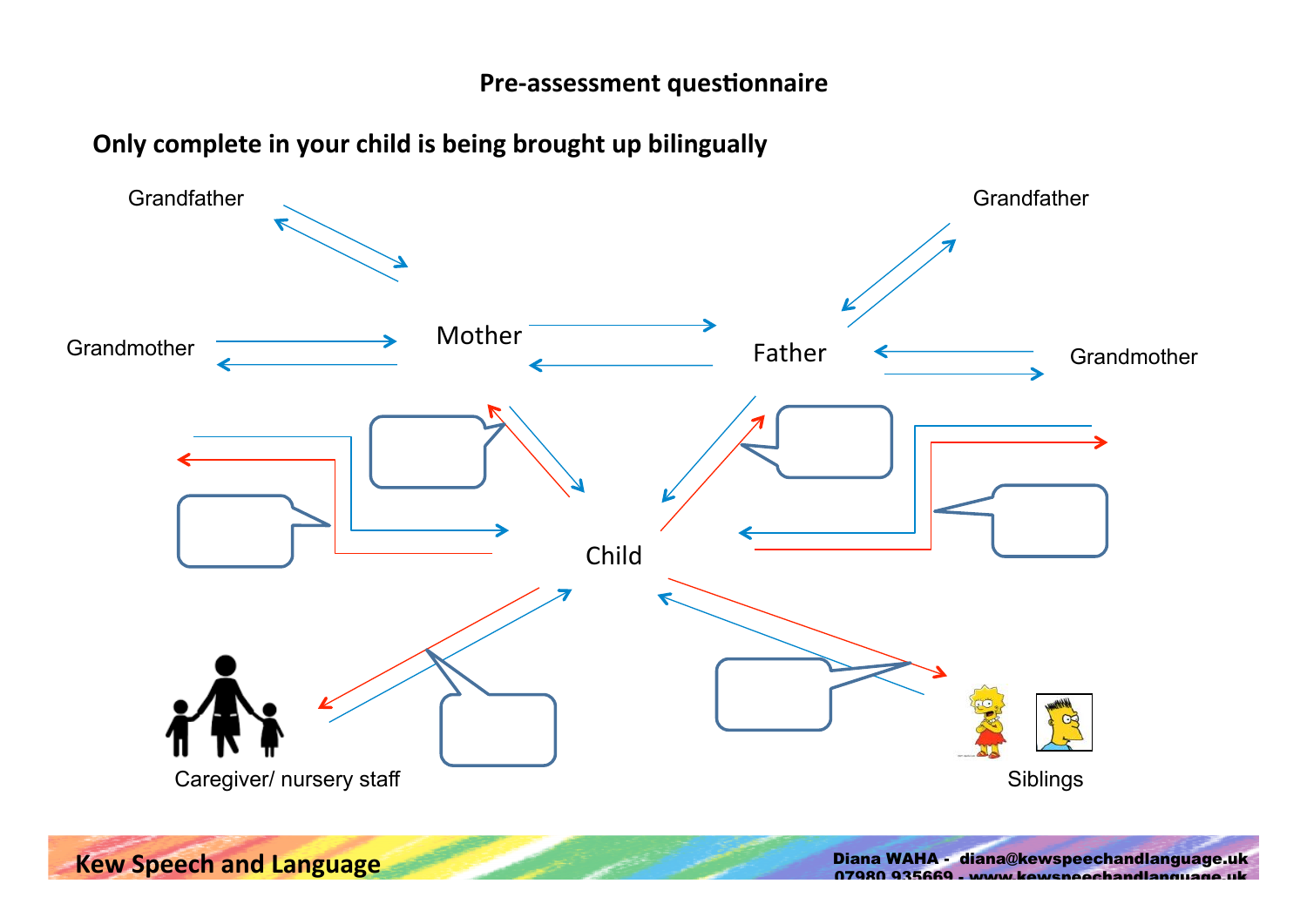## Pre-assessment questionnaire

**Only complete in your child is being brought up bilingually**

Grandfather

Grandfather

Grandmother

Mother

Father

Grandmother

Child

Caregiver/ nursery staff

Siblings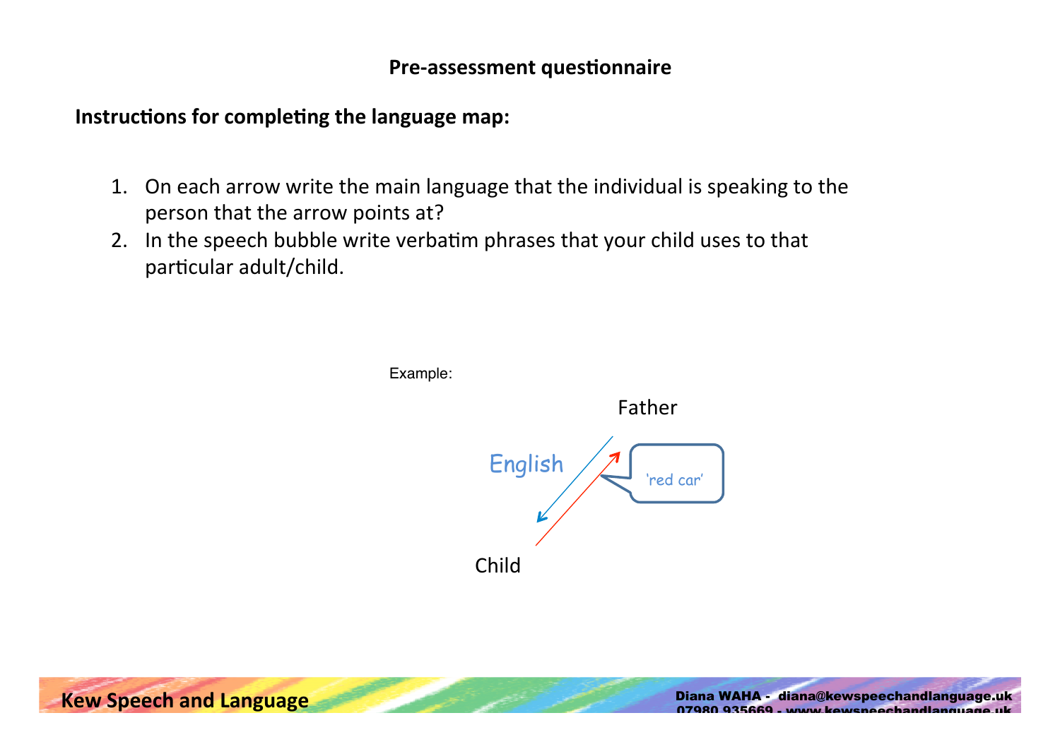**Pre-assessment questionnaire**

**Instructions for completing the language map:**

1. On each arrow write the main language that the individual is speaking to the person that the arrow points at?
2. In the speech bubble write verbatim phrases that your child uses to that particular adult/child.

Example:

Father

English

'red car'

Child